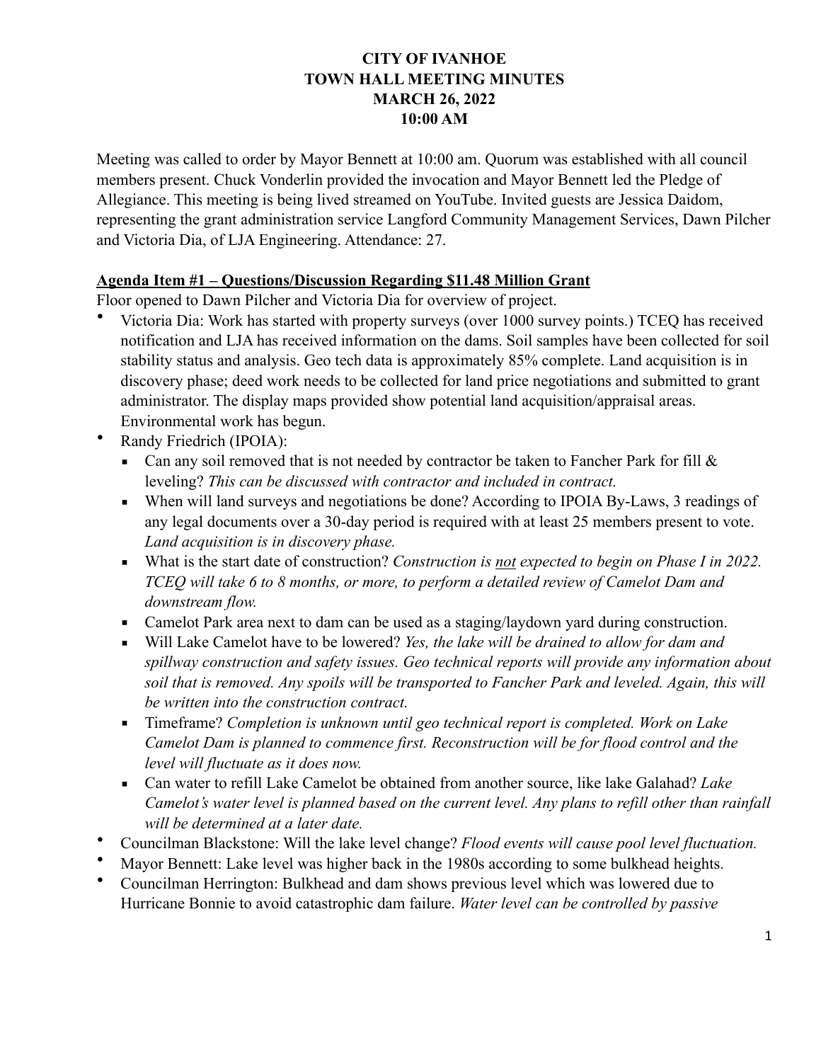# CITY OF IVANHOE
# TOWN HALL MEETING MINUTES
# MARCH 26, 2022
# 10:00 AM

Meeting was called to order by Mayor Bennett at 10:00 am. Quorum was established with all council members present. Chuck Vonderlin provided the invocation and Mayor Bennett led the Pledge of Allegiance. This meeting is being lived streamed on YouTube. Invited guests are Jessica Daidom, representing the grant administration service Langford Community Management Services, Dawn Pilcher and Victoria Dia, of LJA Engineering. Attendance: 27.

## Agenda Item #1 – Questions/Discussion Regarding $11.48 Million Grant

Floor opened to Dawn Pilcher and Victoria Dia for overview of project.

- Victoria Dia: Work has started with property surveys (over 1000 survey points.) TCEQ has received notification and LJA has received information on the dams. Soil samples have been collected for soil stability status and analysis. Geo tech data is approximately 85% complete. Land acquisition is in discovery phase; deed work needs to be collected for land price negotiations and submitted to grant administrator. The display maps provided show potential land acquisition/appraisal areas. Environmental work has begun.
- Randy Friedrich (IPOIA):
  - Can any soil removed that is not needed by contractor be taken to Fancher Park for fill & leveling? *This can be discussed with contractor and included in contract.*
  - When will land surveys and negotiations be done? According to IPOIA By-Laws, 3 readings of any legal documents over a 30-day period is required with at least 25 members present to vote. *Land acquisition is in discovery phase.*
  - What is the start date of construction? *Construction is <u>not</u> expected to begin on Phase I in 2022. TCEQ will take 6 to 8 months, or more, to perform a detailed review of Camelot Dam and downstream flow.*
  - Camelot Park area next to dam can be used as a staging/laydown yard during construction.
  - Will Lake Camelot have to be lowered? *Yes, the lake will be drained to allow for dam and spillway construction and safety issues. Geo technical reports will provide any information about soil that is removed. Any spoils will be transported to Fancher Park and leveled. Again, this will be written into the construction contract.*
  - Timeframe? *Completion is unknown until geo technical report is completed. Work on Lake Camelot Dam is planned to commence first. Reconstruction will be for flood control and the level will fluctuate as it does now.*
  - Can water to refill Lake Camelot be obtained from another source, like lake Galahad? *Lake Camelot's water level is planned based on the current level. Any plans to refill other than rainfall will be determined at a later date.*
- Councilman Blackstone: Will the lake level change? *Flood events will cause pool level fluctuation.*
- Mayor Bennett: Lake level was higher back in the 1980s according to some bulkhead heights.
- Councilman Herrington: Bulkhead and dam shows previous level which was lowered due to Hurricane Bonnie to avoid catastrophic dam failure. *Water level can be controlled by passive*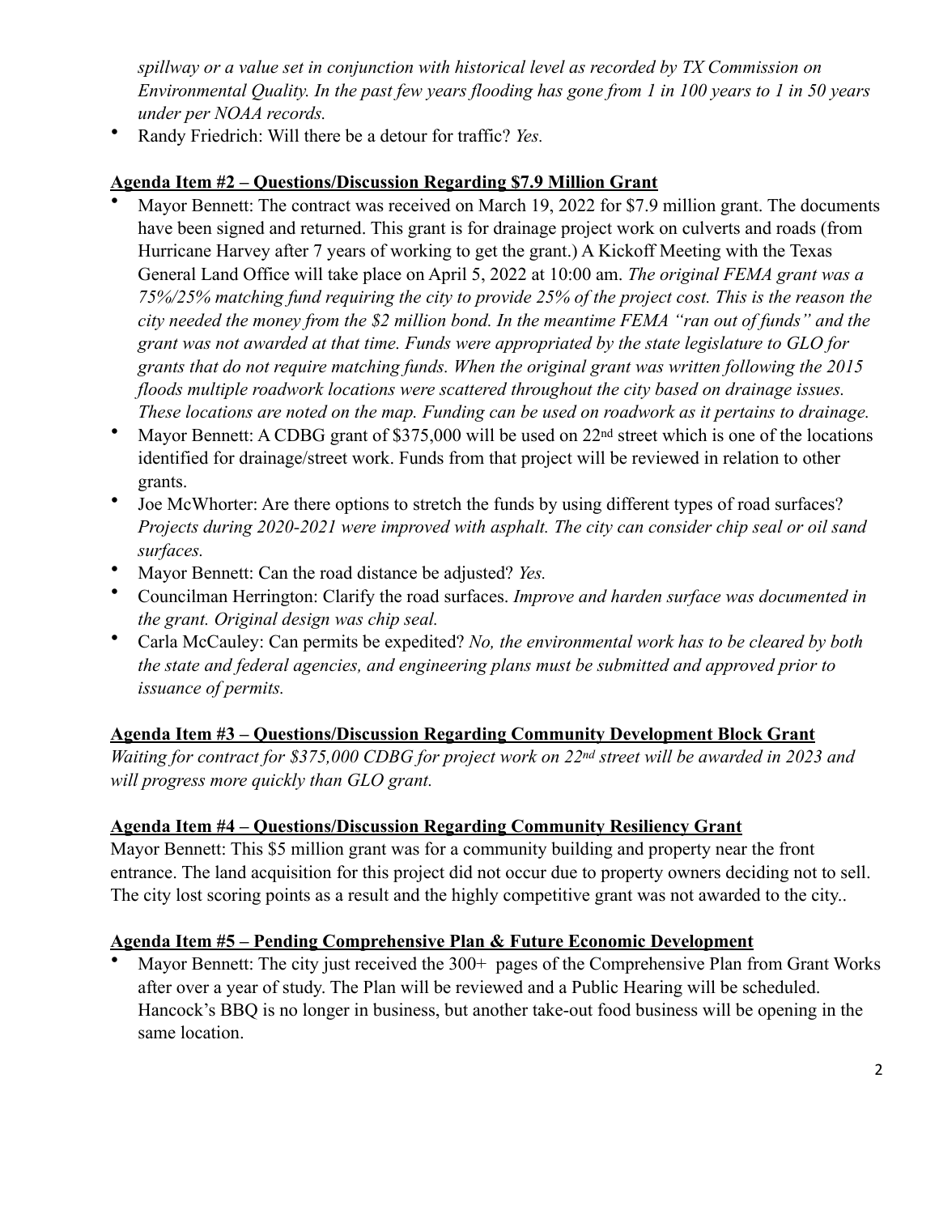*spillway or a value set in conjunction with historical level as recorded by TX Commission on Environmental Quality. In the past few years flooding has gone from 1 in 100 years to 1 in 50 years under per NOAA records.*

- Randy Friedrich: Will there be a detour for traffic? *Yes.*

**Agenda Item #2 – Questions/Discussion Regarding $7.9 Million Grant**

- Mayor Bennett: The contract was received on March 19, 2022 for $7.9 million grant. The documents have been signed and returned. This grant is for drainage project work on culverts and roads (from Hurricane Harvey after 7 years of working to get the grant.) A Kickoff Meeting with the Texas General Land Office will take place on April 5, 2022 at 10:00 am. *The original FEMA grant was a 75%/25% matching fund requiring the city to provide 25% of the project cost. This is the reason the city needed the money from the $2 million bond. In the meantime FEMA "ran out of funds" and the grant was not awarded at that time. Funds were appropriated by the state legislature to GLO for grants that do not require matching funds. When the original grant was written following the 2015 floods multiple roadwork locations were scattered throughout the city based on drainage issues. These locations are noted on the map. Funding can be used on roadwork as it pertains to drainage.*
- Mayor Bennett: A CDBG grant of $375,000 will be used on 22nd street which is one of the locations identified for drainage/street work. Funds from that project will be reviewed in relation to other grants.
- Joe McWhorter: Are there options to stretch the funds by using different types of road surfaces? *Projects during 2020-2021 were improved with asphalt. The city can consider chip seal or oil sand surfaces.*
- Mayor Bennett: Can the road distance be adjusted? *Yes.*
- Councilman Herrington: Clarify the road surfaces. *Improve and harden surface was documented in the grant. Original design was chip seal.*
- Carla McCauley: Can permits be expedited? *No, the environmental work has to be cleared by both the state and federal agencies, and engineering plans must be submitted and approved prior to issuance of permits.*

**Agenda Item #3 – Questions/Discussion Regarding Community Development Block Grant**

*Waiting for contract for $375,000 CDBG for project work on 22nd street will be awarded in 2023 and will progress more quickly than GLO grant.*

**Agenda Item #4 – Questions/Discussion Regarding Community Resiliency Grant**

Mayor Bennett: This $5 million grant was for a community building and property near the front entrance. The land acquisition for this project did not occur due to property owners deciding not to sell. The city lost scoring points as a result and the highly competitive grant was not awarded to the city..

**Agenda Item #5 – Pending Comprehensive Plan & Future Economic Development**

- Mayor Bennett: The city just received the 300+ pages of the Comprehensive Plan from Grant Works after over a year of study. The Plan will be reviewed and a Public Hearing will be scheduled. Hancock's BBQ is no longer in business, but another take-out food business will be opening in the same location.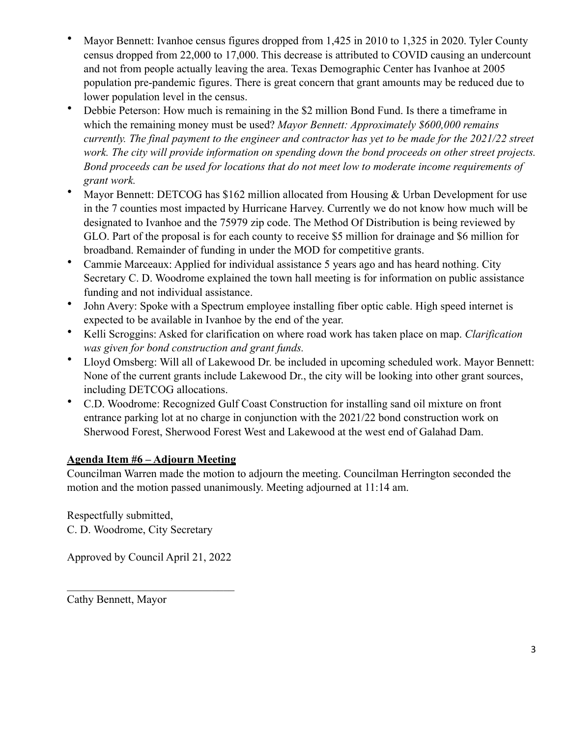- Mayor Bennett: Ivanhoe census figures dropped from 1,425 in 2010 to 1,325 in 2020. Tyler County census dropped from 22,000 to 17,000. This decrease is attributed to COVID causing an undercount and not from people actually leaving the area. Texas Demographic Center has Ivanhoe at 2005 population pre-pandemic figures. There is great concern that grant amounts may be reduced due to lower population level in the census.
- Debbie Peterson: How much is remaining in the $2 million Bond Fund. Is there a timeframe in which the remaining money must be used? *Mayor Bennett: Approximately $600,000 remains currently. The final payment to the engineer and contractor has yet to be made for the 2021/22 street work. The city will provide information on spending down the bond proceeds on other street projects. Bond proceeds can be used for locations that do not meet low to moderate income requirements of grant work.*
- Mayor Bennett: DETCOG has $162 million allocated from Housing & Urban Development for use in the 7 counties most impacted by Hurricane Harvey. Currently we do not know how much will be designated to Ivanhoe and the 75979 zip code. The Method Of Distribution is being reviewed by GLO. Part of the proposal is for each county to receive $5 million for drainage and $6 million for broadband. Remainder of funding in under the MOD for competitive grants.
- Cammie Marceaux: Applied for individual assistance 5 years ago and has heard nothing. City Secretary C. D. Woodrome explained the town hall meeting is for information on public assistance funding and not individual assistance.
- John Avery: Spoke with a Spectrum employee installing fiber optic cable. High speed internet is expected to be available in Ivanhoe by the end of the year.
- Kelli Scroggins: Asked for clarification on where road work has taken place on map. *Clarification was given for bond construction and grant funds.*
- Lloyd Omsberg: Will all of Lakewood Dr. be included in upcoming scheduled work. Mayor Bennett: None of the current grants include Lakewood Dr., the city will be looking into other grant sources, including DETCOG allocations.
- C.D. Woodrome: Recognized Gulf Coast Construction for installing sand oil mixture on front entrance parking lot at no charge in conjunction with the 2021/22 bond construction work on Sherwood Forest, Sherwood Forest West and Lakewood at the west end of Galahad Dam.

**Agenda Item #6 – Adjourn Meeting**

Councilman Warren made the motion to adjourn the meeting. Councilman Herrington seconded the motion and the motion passed unanimously. Meeting adjourned at 11:14 am.

Respectfully submitted,
C. D. Woodrome, City Secretary

Approved by Council April 21, 2022

\_\_\_\_\_\_\_\_\_\_\_\_\_\_\_\_\_\_\_\_\_\_\_\_\_\_\_\_\_\_\_\_
Cathy Bennett, Mayor